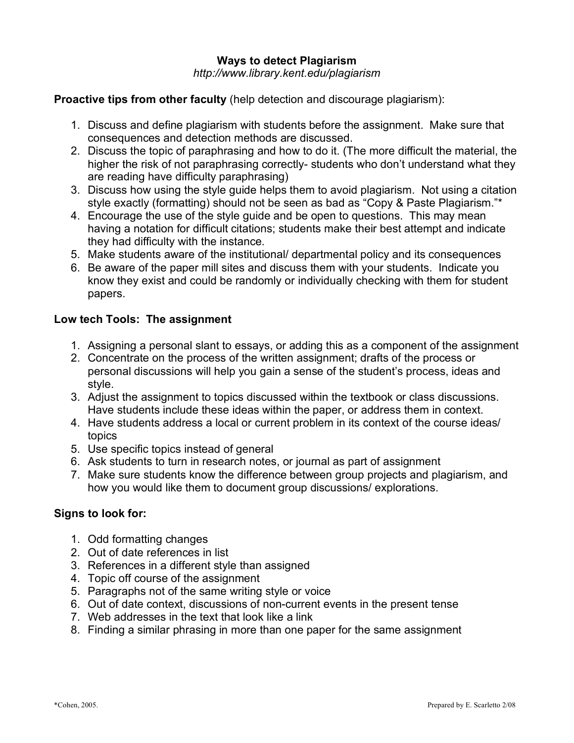# Ways to detect Plagiarism

*http://www.library.kent.edu/plagiarism*

**Proactive tips from other faculty** (help detection and discourage plagiarism):

1. Discuss and define plagiarism with students before the assignment. Make sure that consequences and detection methods are discussed.
2. Discuss the topic of paraphrasing and how to do it. (The more difficult the material, the higher the risk of not paraphrasing correctly- students who don't understand what they are reading have difficulty paraphrasing)
3. Discuss how using the style guide helps them to avoid plagiarism. Not using a citation style exactly (formatting) should not be seen as bad as "Copy & Paste Plagiarism."*
4. Encourage the use of the style guide and be open to questions. This may mean having a notation for difficult citations; students make their best attempt and indicate they had difficulty with the instance.
5. Make students aware of the institutional/ departmental policy and its consequences
6. Be aware of the paper mill sites and discuss them with your students. Indicate you know they exist and could be randomly or individually checking with them for student papers.

**Low tech Tools: The assignment**

1. Assigning a personal slant to essays, or adding this as a component of the assignment
2. Concentrate on the process of the written assignment; drafts of the process or personal discussions will help you gain a sense of the student's process, ideas and style.
3. Adjust the assignment to topics discussed within the textbook or class discussions. Have students include these ideas within the paper, or address them in context.
4. Have students address a local or current problem in its context of the course ideas/ topics
5. Use specific topics instead of general
6. Ask students to turn in research notes, or journal as part of assignment
7. Make sure students know the difference between group projects and plagiarism, and how you would like them to document group discussions/ explorations.

**Signs to look for:**

1. Odd formatting changes
2. Out of date references in list
3. References in a different style than assigned
4. Topic off course of the assignment
5. Paragraphs not of the same writing style or voice
6. Out of date context, discussions of non-current events in the present tense
7. Web addresses in the text that look like a link
8. Finding a similar phrasing in more than one paper for the same assignment

*Cohen, 2005.

Prepared by E. Scarletto 2/08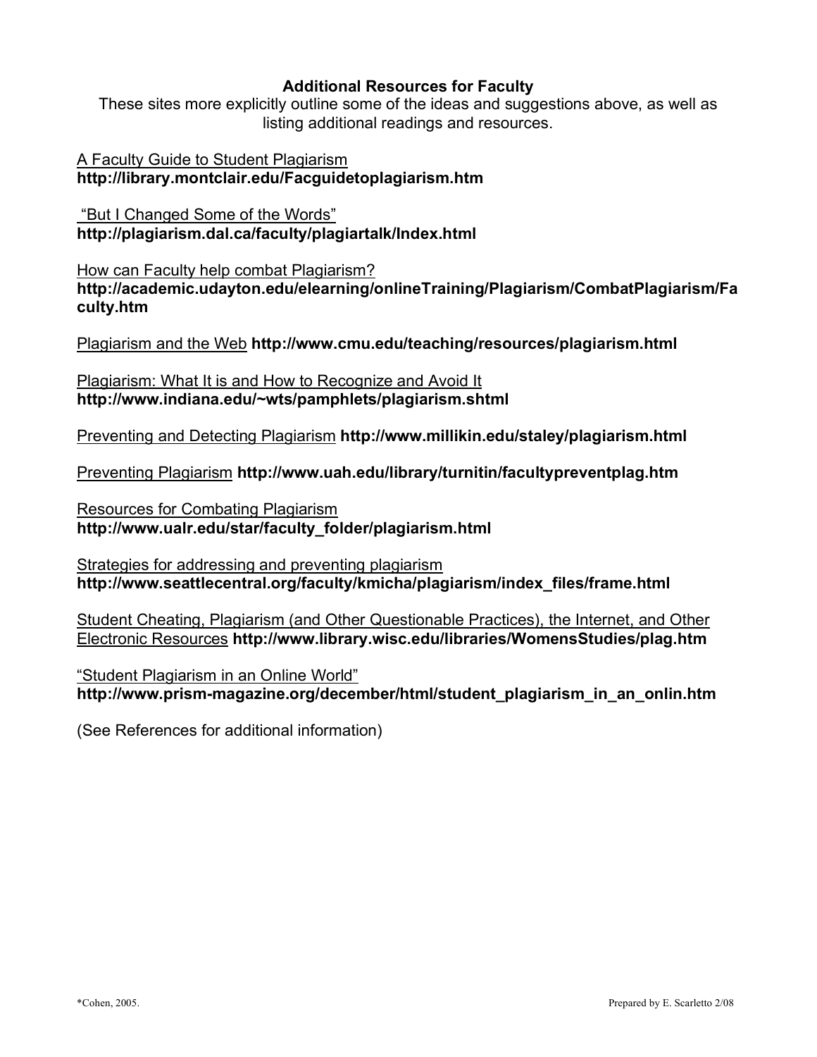## Additional Resources for Faculty

These sites more explicitly outline some of the ideas and suggestions above, as well as listing additional readings and resources.

A Faculty Guide to Student Plagiarism
**http://library.montclair.edu/Facguidetoplagiarism.htm**

"But I Changed Some of the Words"
**http://plagiarism.dal.ca/faculty/plagiartalk/Index.html**

How can Faculty help combat Plagiarism?
**http://academic.udayton.edu/elearning/onlineTraining/Plagiarism/CombatPlagiarism/Faculty.htm**

Plagiarism and the Web **http://www.cmu.edu/teaching/resources/plagiarism.html**

Plagiarism: What It is and How to Recognize and Avoid It
**http://www.indiana.edu/~wts/pamphlets/plagiarism.shtml**

Preventing and Detecting Plagiarism **http://www.millikin.edu/staley/plagiarism.html**

Preventing Plagiarism **http://www.uah.edu/library/turnitin/facultypreventplag.htm**

Resources for Combating Plagiarism
**http://www.ualr.edu/star/faculty_folder/plagiarism.html**

Strategies for addressing and preventing plagiarism
**http://www.seattlecentral.org/faculty/kmicha/plagiarism/index_files/frame.html**

Student Cheating, Plagiarism (and Other Questionable Practices), the Internet, and Other Electronic Resources **http://www.library.wisc.edu/libraries/WomensStudies/plag.htm**

"Student Plagiarism in an Online World"
**http://www.prism-magazine.org/december/html/student_plagiarism_in_an_onlin.htm**

(See References for additional information)

*Cohen, 2005.

Prepared by E. Scarletto 2/08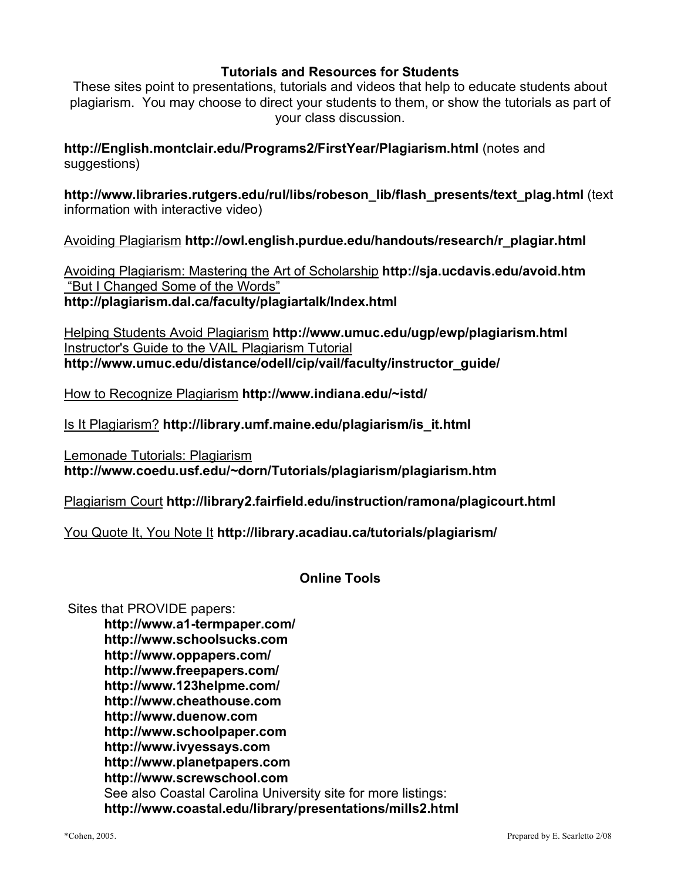## Tutorials and Resources for Students

These sites point to presentations, tutorials and videos that help to educate students about plagiarism. You may choose to direct your students to them, or show the tutorials as part of your class discussion.

**http://English.montclair.edu/Programs2/FirstYear/Plagiarism.html** (notes and suggestions)

**http://www.libraries.rutgers.edu/rul/libs/robeson_lib/flash_presents/text_plag.html** (text information with interactive video)

Avoiding Plagiarism **http://owl.english.purdue.edu/handouts/research/r_plagiar.html**

Avoiding Plagiarism: Mastering the Art of Scholarship **http://sja.ucdavis.edu/avoid.htm**
"But I Changed Some of the Words"
**http://plagiarism.dal.ca/faculty/plagiartalk/Index.html**

Helping Students Avoid Plagiarism **http://www.umuc.edu/ugp/ewp/plagiarism.html**
Instructor's Guide to the VAIL Plagiarism Tutorial
**http://www.umuc.edu/distance/odell/cip/vail/faculty/instructor_guide/**

How to Recognize Plagiarism **http://www.indiana.edu/~istd/**

Is It Plagiarism? **http://library.umf.maine.edu/plagiarism/is_it.html**

Lemonade Tutorials: Plagiarism
**http://www.coedu.usf.edu/~dorn/Tutorials/plagiarism/plagiarism.htm**

Plagiarism Court **http://library2.fairfield.edu/instruction/ramona/plagicourt.html**

You Quote It, You Note It **http://library.acadiau.ca/tutorials/plagiarism/**

## Online Tools

Sites that PROVIDE papers:

- **http://www.a1-termpaper.com/**
- **http://www.schoolsucks.com**
- **http://www.oppapers.com/**
- **http://www.freepapers.com/**
- **http://www.123helpme.com/**
- **http://www.cheathouse.com**
- **http://www.duenow.com**
- **http://www.schoolpaper.com**
- **http://www.ivyessays.com**
- **http://www.planetpapers.com**
- **http://www.screwschool.com**

See also Coastal Carolina University site for more listings:
**http://www.coastal.edu/library/presentations/mills2.html**

*Cohen, 2005.

Prepared by E. Scarletto 2/08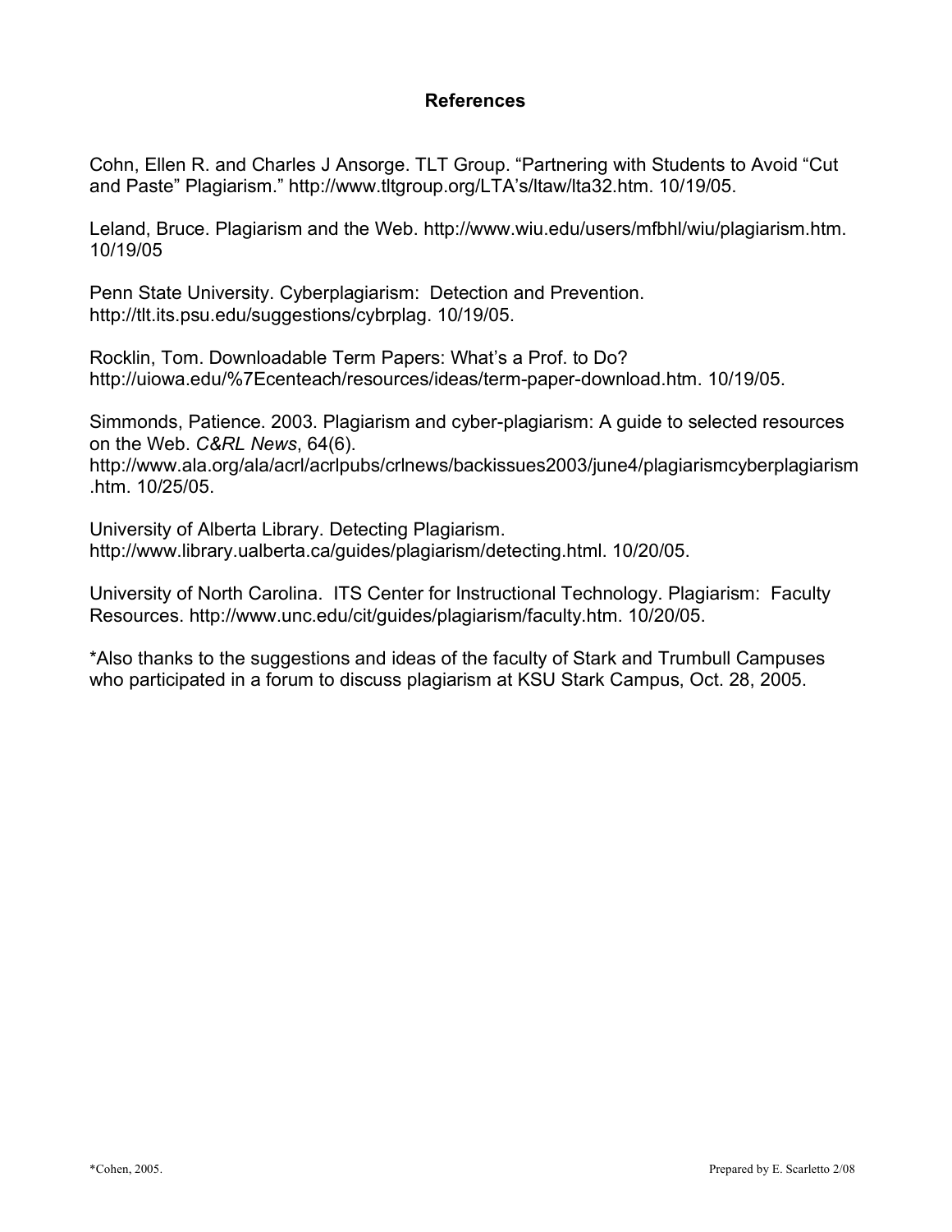## References

Cohn, Ellen R. and Charles J Ansorge. TLT Group. "Partnering with Students to Avoid "Cut and Paste" Plagiarism." http://www.tltgroup.org/LTA's/ltaw/lta32.htm. 10/19/05.

Leland, Bruce. Plagiarism and the Web. http://www.wiu.edu/users/mfbhl/wiu/plagiarism.htm. 10/19/05

Penn State University. Cyberplagiarism: Detection and Prevention. http://tlt.its.psu.edu/suggestions/cybrplag. 10/19/05.

Rocklin, Tom. Downloadable Term Papers: What's a Prof. to Do? http://uiowa.edu/%7Ecenteach/resources/ideas/term-paper-download.htm. 10/19/05.

Simmonds, Patience. 2003. Plagiarism and cyber-plagiarism: A guide to selected resources on the Web. *C&RL News*, 64(6). http://www.ala.org/ala/acrl/acrlpubs/crlnews/backissues2003/june4/plagiarismcyberplagiarism.htm. 10/25/05.

University of Alberta Library. Detecting Plagiarism. http://www.library.ualberta.ca/guides/plagiarism/detecting.html. 10/20/05.

University of North Carolina. ITS Center for Instructional Technology. Plagiarism: Faculty Resources. http://www.unc.edu/cit/guides/plagiarism/faculty.htm. 10/20/05.

*Also thanks to the suggestions and ideas of the faculty of Stark and Trumbull Campuses who participated in a forum to discuss plagiarism at KSU Stark Campus, Oct. 28, 2005.

*Cohen, 2005.

Prepared by E. Scarletto 2/08